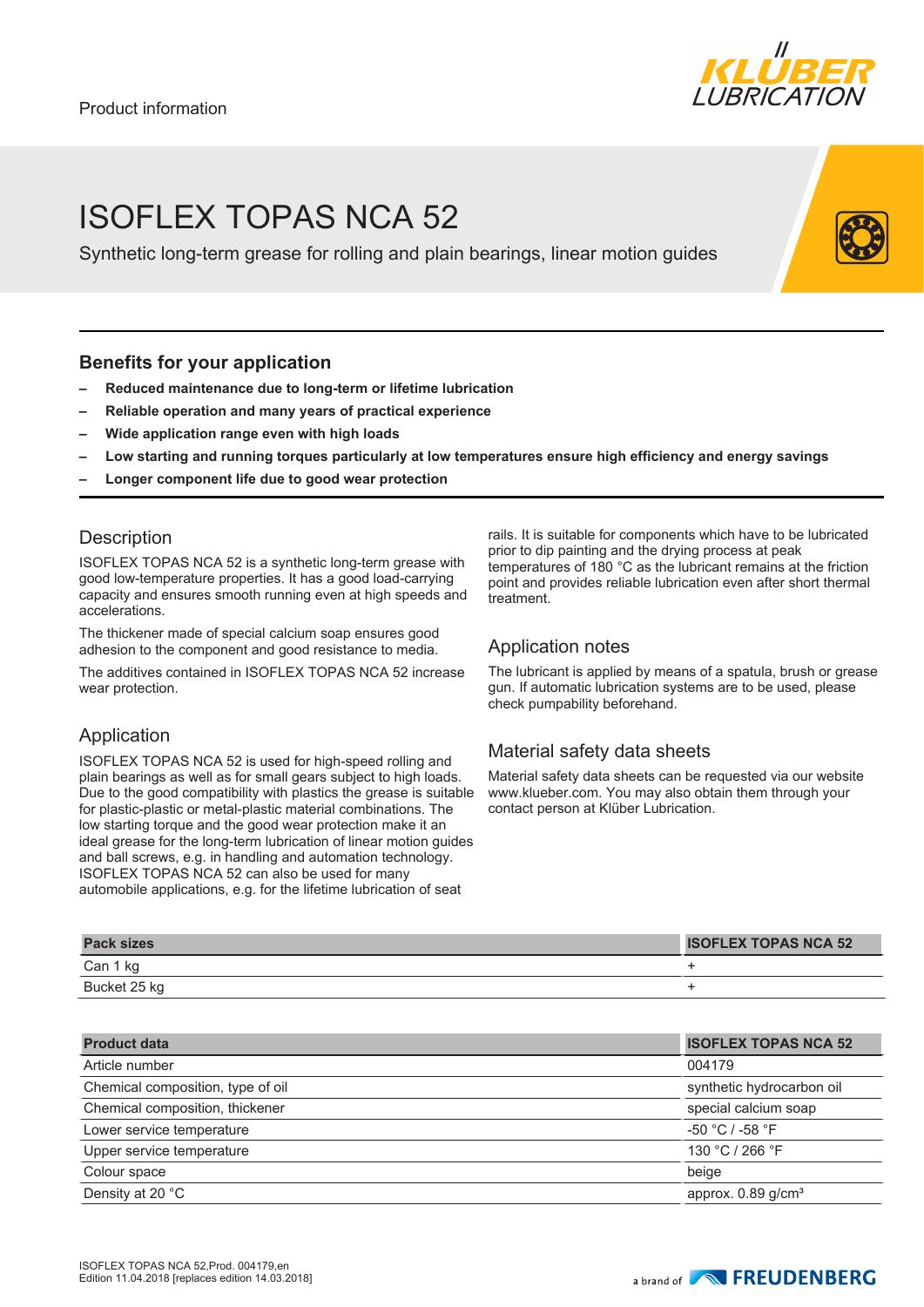Product information

# ISOFLEX TOPAS NCA 52

Synthetic long-term grease for rolling and plain bearings, linear motion guides

## Benefits for your application

- **Reduced maintenance due to long-term or lifetime lubrication**
- **Reliable operation and many years of practical experience**
- **Wide application range even with high loads**
- **Low starting and running torques particularly at low temperatures ensure high efficiency and energy savings**
- **Longer component life due to good wear protection**

## Description

ISOFLEX TOPAS NCA 52 is a synthetic long-term grease with good low-temperature properties. It has a good load-carrying capacity and ensures smooth running even at high speeds and accelerations.

The thickener made of special calcium soap ensures good adhesion to the component and good resistance to media.

The additives contained in ISOFLEX TOPAS NCA 52 increase wear protection.

## Application

ISOFLEX TOPAS NCA 52 is used for high-speed rolling and plain bearings as well as for small gears subject to high loads. Due to the good compatibility with plastics the grease is suitable for plastic-plastic or metal-plastic material combinations. The low starting torque and the good wear protection make it an ideal grease for the long-term lubrication of linear motion guides and ball screws, e.g. in handling and automation technology. ISOFLEX TOPAS NCA 52 can also be used for many automobile applications, e.g. for the lifetime lubrication of seat rails. It is suitable for components which have to be lubricated prior to dip painting and the drying process at peak temperatures of 180 °C as the lubricant remains at the friction point and provides reliable lubrication even after short thermal treatment.

## Application notes

The lubricant is applied by means of a spatula, brush or grease gun. If automatic lubrication systems are to be used, please check pumpability beforehand.

## Material safety data sheets

Material safety data sheets can be requested via our website www.klueber.com. You may also obtain them through your contact person at Klüber Lubrication.

| Pack sizes | ISOFLEX TOPAS NCA 52 |
|---|---|
| Can 1 kg | + |
| Bucket 25 kg | + |

| Product data | ISOFLEX TOPAS NCA 52 |
|---|---|
| Article number | 004179 |
| Chemical composition, type of oil | synthetic hydrocarbon oil |
| Chemical composition, thickener | special calcium soap |
| Lower service temperature | -50 °C / -58 °F |
| Upper service temperature | 130 °C / 266 °F |
| Colour space | beige |
| Density at 20 °C | approx. 0.89 g/cm³ |

ISOFLEX TOPAS NCA 52,Prod. 004179,en
Edition 11.04.2018 [replaces edition 14.03.2018]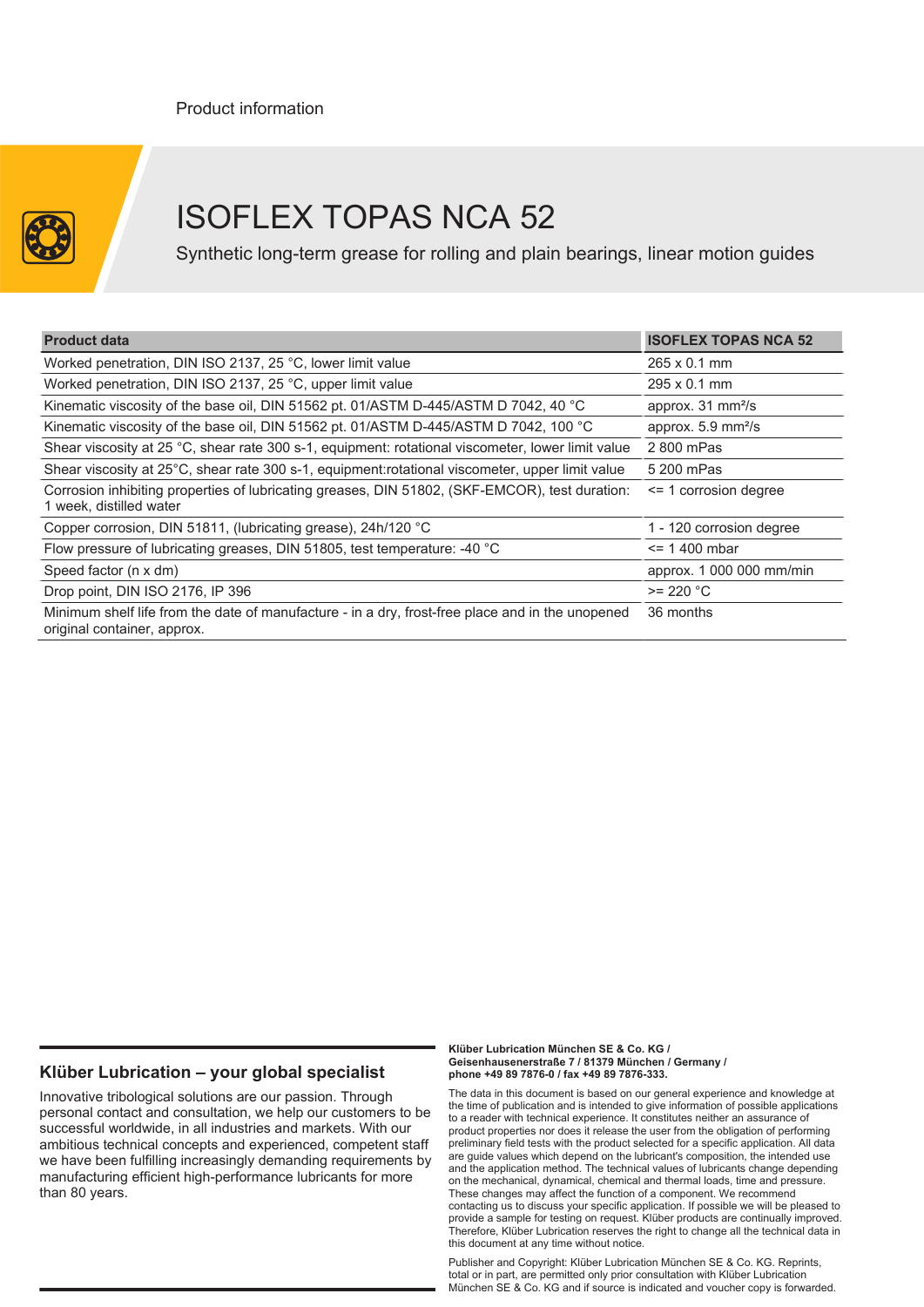Product information

# ISOFLEX TOPAS NCA 52

Synthetic long-term grease for rolling and plain bearings, linear motion guides

| Product data | ISOFLEX TOPAS NCA 52 |
| --- | --- |
| Worked penetration, DIN ISO 2137, 25 °C, lower limit value | 265 x 0.1 mm |
| Worked penetration, DIN ISO 2137, 25 °C, upper limit value | 295 x 0.1 mm |
| Kinematic viscosity of the base oil, DIN 51562 pt. 01/ASTM D-445/ASTM D 7042, 40 °C | approx. 31 mm²/s |
| Kinematic viscosity of the base oil, DIN 51562 pt. 01/ASTM D-445/ASTM D 7042, 100 °C | approx. 5.9 mm²/s |
| Shear viscosity at 25 °C, shear rate 300 s-1, equipment: rotational viscometer, lower limit value | 2 800 mPas |
| Shear viscosity at 25°C, shear rate 300 s-1, equipment:rotational viscometer, upper limit value | 5 200 mPas |
| Corrosion inhibiting properties of lubricating greases, DIN 51802, (SKF-EMCOR), test duration: 1 week, distilled water | <= 1 corrosion degree |
| Copper corrosion, DIN 51811, (lubricating grease), 24h/120 °C | 1 - 120 corrosion degree |
| Flow pressure of lubricating greases, DIN 51805, test temperature: -40 °C | <= 1 400 mbar |
| Speed factor (n x dm) | approx. 1 000 000 mm/min |
| Drop point, DIN ISO 2176, IP 396 | >= 220 °C |
| Minimum shelf life from the date of manufacture - in a dry, frost-free place and in the unopened original container, approx. | 36 months |

## Klüber Lubrication – your global specialist

Innovative tribological solutions are our passion. Through personal contact and consultation, we help our customers to be successful worldwide, in all industries and markets. With our ambitious technical concepts and experienced, competent staff we have been fulfilling increasingly demanding requirements by manufacturing efficient high-performance lubricants for more than 80 years.

**Klüber Lubrication München SE & Co. KG / Geisenhausenerstraße 7 / 81379 München / Germany / phone +49 89 7876-0 / fax +49 89 7876-333.**

The data in this document is based on our general experience and knowledge at the time of publication and is intended to give information of possible applications to a reader with technical experience. It constitutes neither an assurance of product properties nor does it release the user from the obligation of performing preliminary field tests with the product selected for a specific application. All data are guide values which depend on the lubricant's composition, the intended use and the application method. The technical values of lubricants change depending on the mechanical, dynamical, chemical and thermal loads, time and pressure. These changes may affect the function of a component. We recommend contacting us to discuss your specific application. If possible we will be pleased to provide a sample for testing on request. Klüber products are continually improved. Therefore, Klüber Lubrication reserves the right to change all the technical data in this document at any time without notice.

Publisher and Copyright: Klüber Lubrication München SE & Co. KG. Reprints, total or in part, are permitted only prior consultation with Klüber Lubrication München SE & Co. KG and if source is indicated and voucher copy is forwarded.